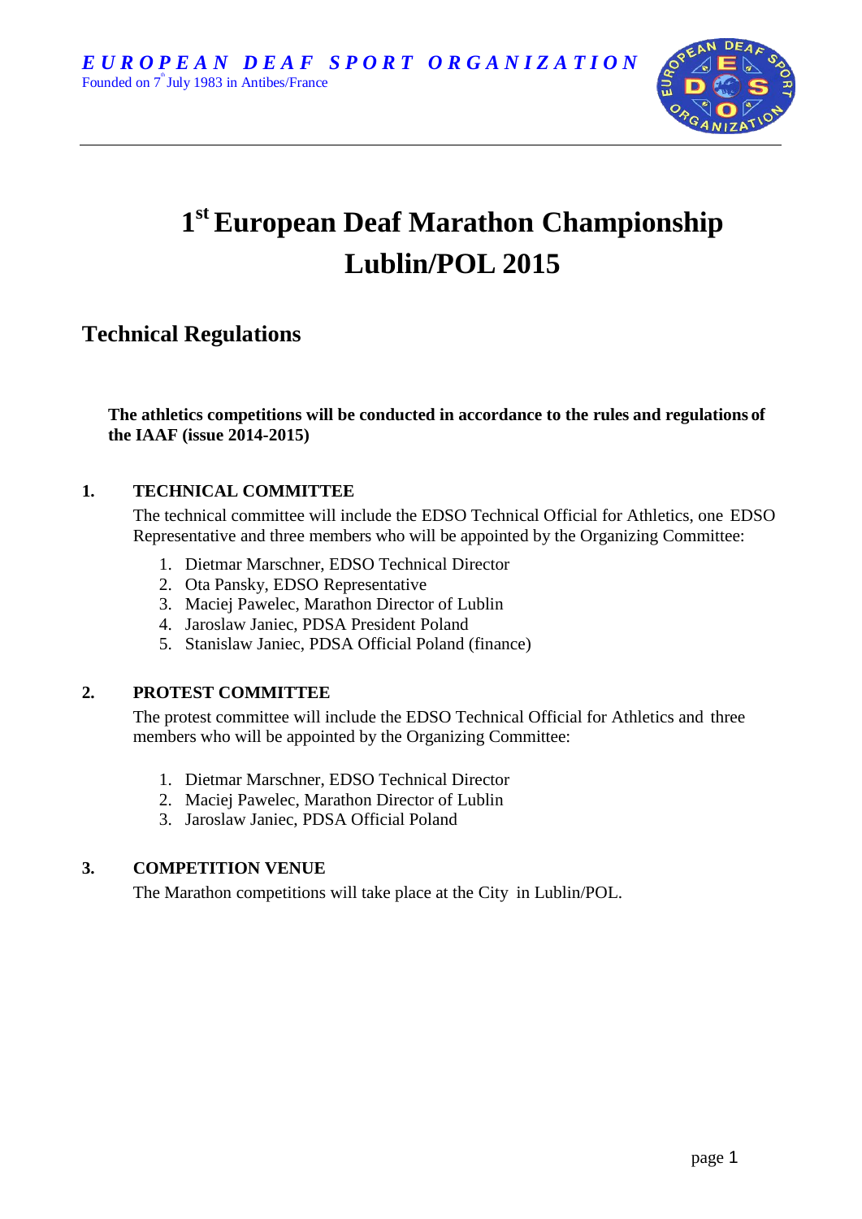*E U R O P E A N   D E A F   S P O R T   O R G A N I Z A T I O N*
Founded on 7th July 1983 in Antibes/France

# 1st European Deaf Marathon Championship Lublin/POL 2015

## Technical Regulations

**The athletics competitions will be conducted in accordance to the rules and regulations of the IAAF (issue 2014-2015)**

### 1. TECHNICAL COMMITTEE

The technical committee will include the EDSO Technical Official for Athletics, one EDSO Representative and three members who will be appointed by the Organizing Committee:

1. Dietmar Marschner, EDSO Technical Director
2. Ota Pansky, EDSO Representative
3. Maciej Pawelec, Marathon Director of Lublin
4. Jaroslaw Janiec, PDSA President Poland
5. Stanislaw Janiec, PDSA Official Poland (finance)

### 2. PROTEST COMMITTEE

The protest committee will include the EDSO Technical Official for Athletics and three members who will be appointed by the Organizing Committee:

1. Dietmar Marschner, EDSO Technical Director
2. Maciej Pawelec, Marathon Director of Lublin
3. Jaroslaw Janiec, PDSA Official Poland

### 3. COMPETITION VENUE

The Marathon competitions will take place at the City in Lublin/POL.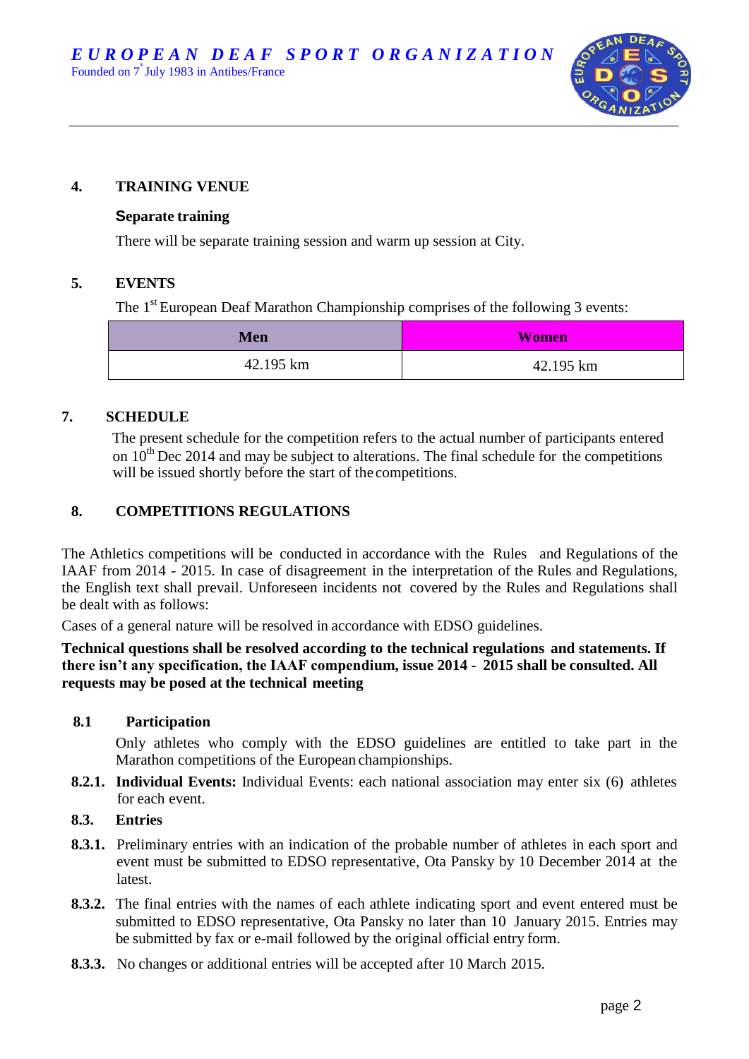## 4. TRAINING VENUE

### Separate training

There will be separate training session and warm up session at City.

## 5. EVENTS

The 1st European Deaf Marathon Championship comprises of the following 3 events:

| Men | Women |
|---|---|
| 42.195 km | 42.195 km |

## 7. SCHEDULE

The present schedule for the competition refers to the actual number of participants entered on 10th Dec 2014 and may be subject to alterations. The final schedule for the competitions will be issued shortly before the start of the competitions.

## 8. COMPETITIONS REGULATIONS

The Athletics competitions will be conducted in accordance with the Rules and Regulations of the IAAF from 2014 - 2015. In case of disagreement in the interpretation of the Rules and Regulations, the English text shall prevail. Unforeseen incidents not covered by the Rules and Regulations shall be dealt with as follows:

Cases of a general nature will be resolved in accordance with EDSO guidelines.

**Technical questions shall be resolved according to the technical regulations and statements. If there isn't any specification, the IAAF compendium, issue 2014 - 2015 shall be consulted. All requests may be posed at the technical meeting**

### 8.1 Participation

Only athletes who comply with the EDSO guidelines are entitled to take part in the Marathon competitions of the European championships.

**8.2.1. Individual Events:** Individual Events: each national association may enter six (6) athletes for each event.

### 8.3. Entries

**8.3.1.** Preliminary entries with an indication of the probable number of athletes in each sport and event must be submitted to EDSO representative, Ota Pansky by 10 December 2014 at the latest.

**8.3.2.** The final entries with the names of each athlete indicating sport and event entered must be submitted to EDSO representative, Ota Pansky no later than 10 January 2015. Entries may be submitted by fax or e-mail followed by the original official entry form.

**8.3.3.** No changes or additional entries will be accepted after 10 March 2015.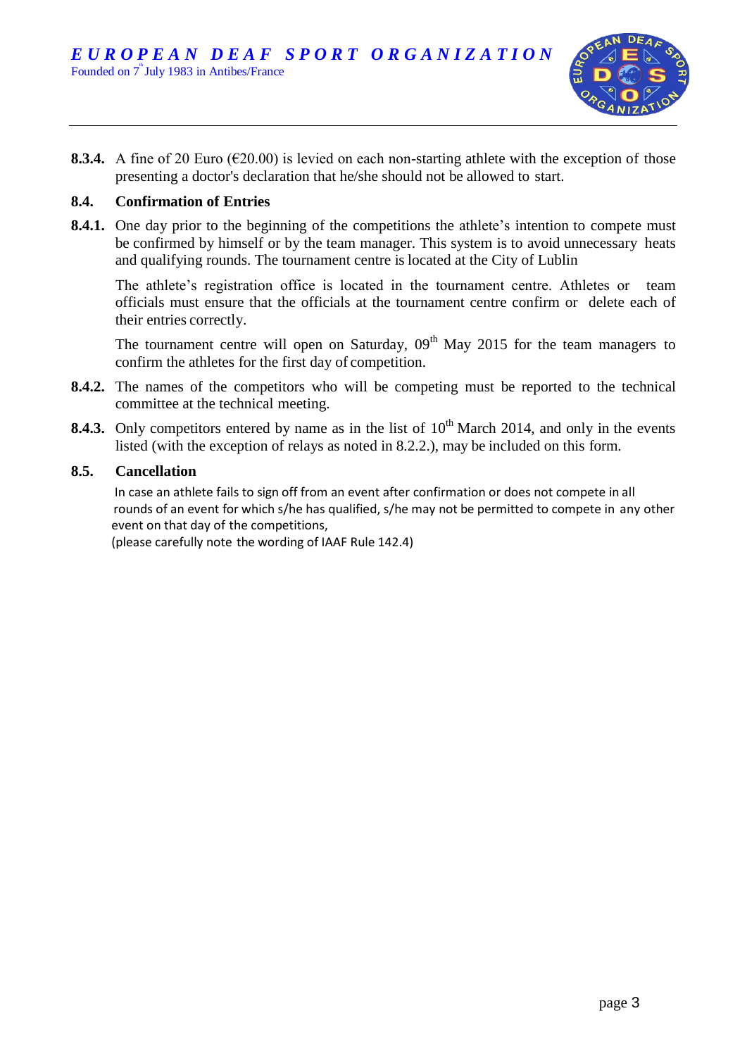**8.3.4.** A fine of 20 Euro (€20.00) is levied on each non-starting athlete with the exception of those presenting a doctor's declaration that he/she should not be allowed to start.

### 8.4. Confirmation of Entries

**8.4.1.** One day prior to the beginning of the competitions the athlete's intention to compete must be confirmed by himself or by the team manager. This system is to avoid unnecessary heats and qualifying rounds. The tournament centre is located at the City of Lublin

The athlete's registration office is located in the tournament centre. Athletes or team officials must ensure that the officials at the tournament centre confirm or delete each of their entries correctly.

The tournament centre will open on Saturday, 09th May 2015 for the team managers to confirm the athletes for the first day of competition.

**8.4.2.** The names of the competitors who will be competing must be reported to the technical committee at the technical meeting.

**8.4.3.** Only competitors entered by name as in the list of 10th March 2014, and only in the events listed (with the exception of relays as noted in 8.2.2.), may be included on this form.

### 8.5. Cancellation

In case an athlete fails to sign off from an event after confirmation or does not compete in all rounds of an event for which s/he has qualified, s/he may not be permitted to compete in any other event on that day of the competitions,

(please carefully note the wording of IAAF Rule 142.4)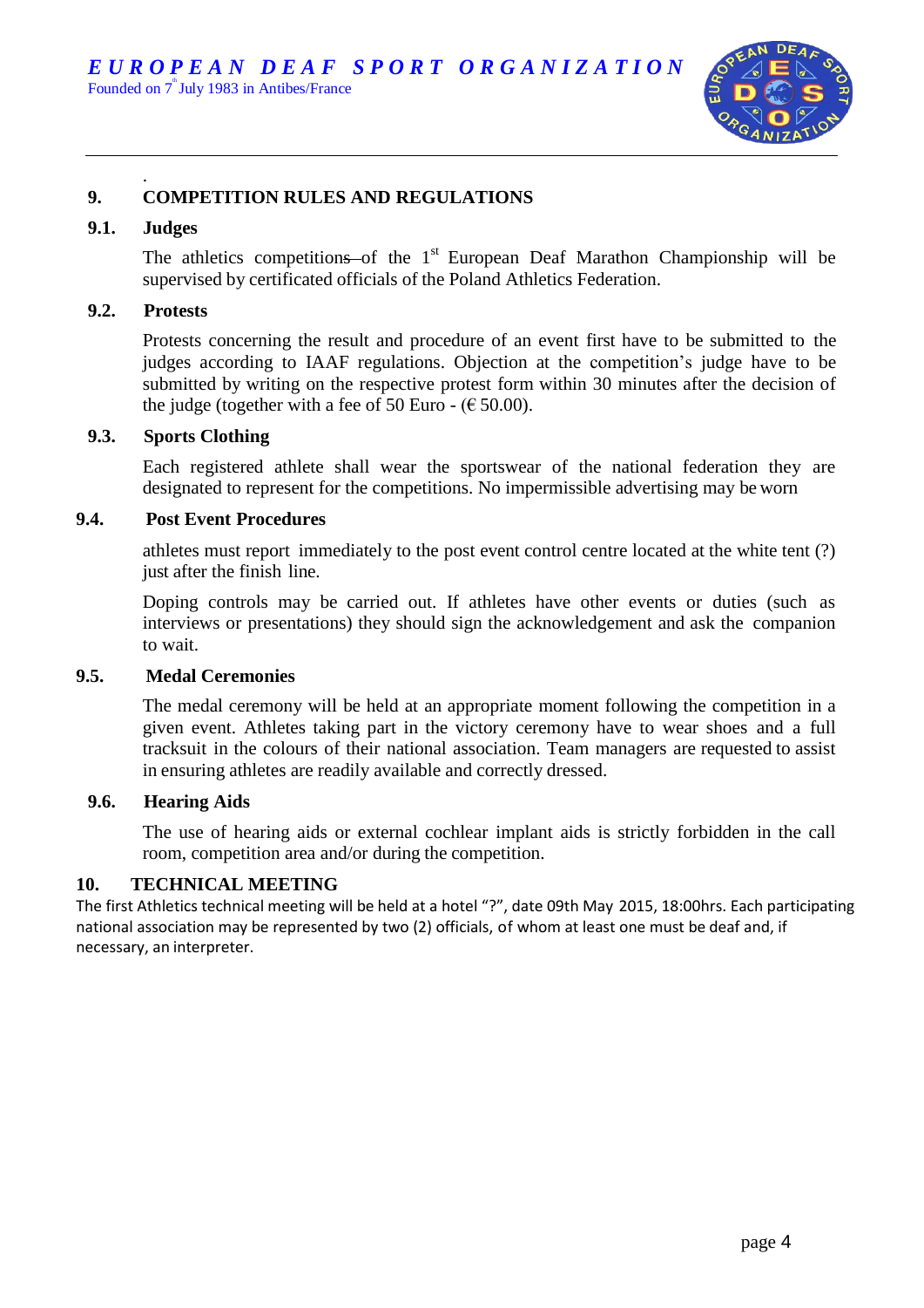## 9. COMPETITION RULES AND REGULATIONS

### 9.1. Judges

The athletics competitions of the 1st European Deaf Marathon Championship will be supervised by certificated officials of the Poland Athletics Federation.

### 9.2. Protests

Protests concerning the result and procedure of an event first have to be submitted to the judges according to IAAF regulations. Objection at the competition's judge have to be submitted by writing on the respective protest form within 30 minutes after the decision of the judge (together with a fee of 50 Euro - (€ 50.00).

### 9.3. Sports Clothing

Each registered athlete shall wear the sportswear of the national federation they are designated to represent for the competitions. No impermissible advertising may be worn

### 9.4. Post Event Procedures

athletes must report immediately to the post event control centre located at the white tent (?) just after the finish line.

Doping controls may be carried out. If athletes have other events or duties (such as interviews or presentations) they should sign the acknowledgement and ask the companion to wait.

### 9.5. Medal Ceremonies

The medal ceremony will be held at an appropriate moment following the competition in a given event. Athletes taking part in the victory ceremony have to wear shoes and a full tracksuit in the colours of their national association. Team managers are requested to assist in ensuring athletes are readily available and correctly dressed.

### 9.6. Hearing Aids

The use of hearing aids or external cochlear implant aids is strictly forbidden in the call room, competition area and/or during the competition.

## 10. TECHNICAL MEETING

The first Athletics technical meeting will be held at a hotel "?", date 09th May 2015, 18:00hrs. Each participating national association may be represented by two (2) officials, of whom at least one must be deaf and, if necessary, an interpreter.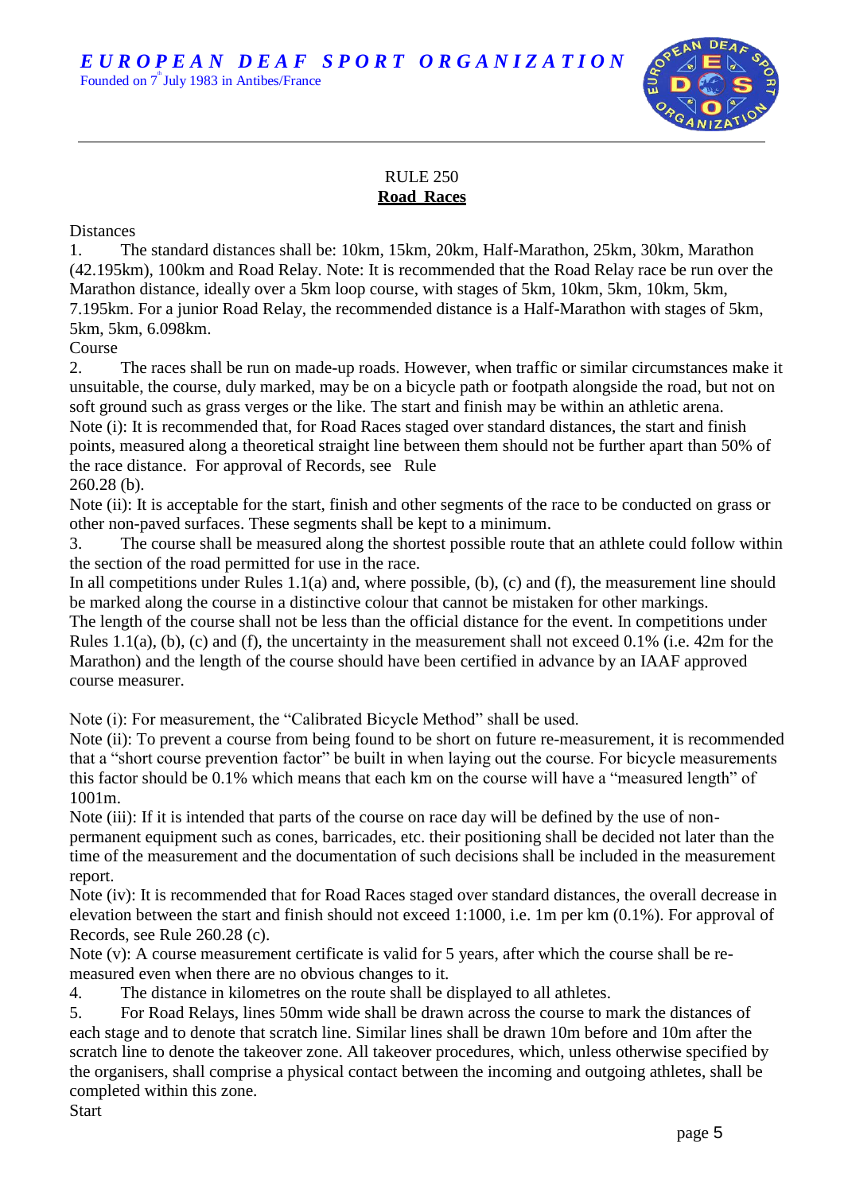# EUROPEAN DEAF SPORT ORGANIZATION

Founded on 7th July 1983 in Antibes/France

## RULE 250
## **Road Races**

Distances

1. The standard distances shall be: 10km, 15km, 20km, Half-Marathon, 25km, 30km, Marathon (42.195km), 100km and Road Relay. Note: It is recommended that the Road Relay race be run over the Marathon distance, ideally over a 5km loop course, with stages of 5km, 10km, 5km, 10km, 5km, 7.195km. For a junior Road Relay, the recommended distance is a Half-Marathon with stages of 5km, 5km, 5km, 6.098km.

Course

2. The races shall be run on made-up roads. However, when traffic or similar circumstances make it unsuitable, the course, duly marked, may be on a bicycle path or footpath alongside the road, but not on soft ground such as grass verges or the like. The start and finish may be within an athletic arena.

Note (i): It is recommended that, for Road Races staged over standard distances, the start and finish points, measured along a theoretical straight line between them should not be further apart than 50% of the race distance. For approval of Records, see Rule 260.28 (b).

Note (ii): It is acceptable for the start, finish and other segments of the race to be conducted on grass or other non-paved surfaces. These segments shall be kept to a minimum.

3. The course shall be measured along the shortest possible route that an athlete could follow within the section of the road permitted for use in the race.

In all competitions under Rules 1.1(a) and, where possible, (b), (c) and (f), the measurement line should be marked along the course in a distinctive colour that cannot be mistaken for other markings.

The length of the course shall not be less than the official distance for the event. In competitions under Rules 1.1(a), (b), (c) and (f), the uncertainty in the measurement shall not exceed 0.1% (i.e. 42m for the Marathon) and the length of the course should have been certified in advance by an IAAF approved course measurer.

Note (i): For measurement, the "Calibrated Bicycle Method" shall be used.

Note (ii): To prevent a course from being found to be short on future re-measurement, it is recommended that a "short course prevention factor" be built in when laying out the course. For bicycle measurements this factor should be 0.1% which means that each km on the course will have a "measured length" of 1001m.

Note (iii): If it is intended that parts of the course on race day will be defined by the use of non-permanent equipment such as cones, barricades, etc. their positioning shall be decided not later than the time of the measurement and the documentation of such decisions shall be included in the measurement report.

Note (iv): It is recommended that for Road Races staged over standard distances, the overall decrease in elevation between the start and finish should not exceed 1:1000, i.e. 1m per km (0.1%). For approval of Records, see Rule 260.28 (c).

Note (v): A course measurement certificate is valid for 5 years, after which the course shall be re-measured even when there are no obvious changes to it.

4. The distance in kilometres on the route shall be displayed to all athletes.

5. For Road Relays, lines 50mm wide shall be drawn across the course to mark the distances of each stage and to denote that scratch line. Similar lines shall be drawn 10m before and 10m after the scratch line to denote the takeover zone. All takeover procedures, which, unless otherwise specified by the organisers, shall comprise a physical contact between the incoming and outgoing athletes, shall be completed within this zone.

Start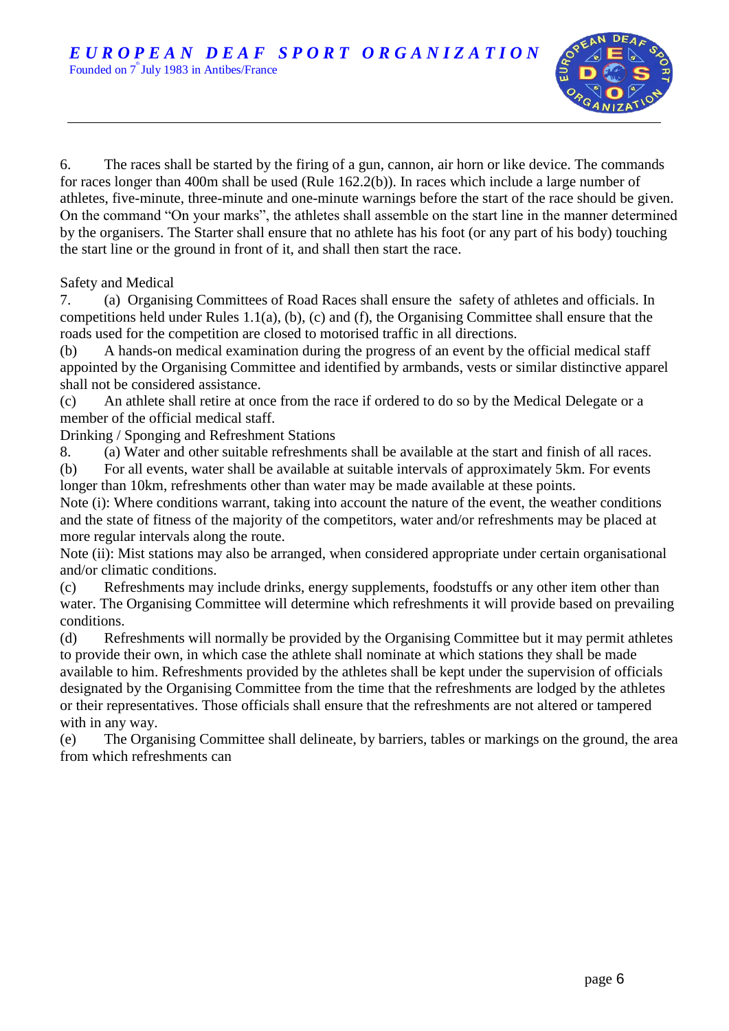6. The races shall be started by the firing of a gun, cannon, air horn or like device. The commands for races longer than 400m shall be used (Rule 162.2(b)). In races which include a large number of athletes, five-minute, three-minute and one-minute warnings before the start of the race should be given. On the command "On your marks", the athletes shall assemble on the start line in the manner determined by the organisers. The Starter shall ensure that no athlete has his foot (or any part of his body) touching the start line or the ground in front of it, and shall then start the race.

Safety and Medical

7. (a) Organising Committees of Road Races shall ensure the safety of athletes and officials. In competitions held under Rules 1.1(a), (b), (c) and (f), the Organising Committee shall ensure that the roads used for the competition are closed to motorised traffic in all directions.

(b) A hands-on medical examination during the progress of an event by the official medical staff appointed by the Organising Committee and identified by armbands, vests or similar distinctive apparel shall not be considered assistance.

(c) An athlete shall retire at once from the race if ordered to do so by the Medical Delegate or a member of the official medical staff.

Drinking / Sponging and Refreshment Stations

8. (a) Water and other suitable refreshments shall be available at the start and finish of all races.

(b) For all events, water shall be available at suitable intervals of approximately 5km. For events longer than 10km, refreshments other than water may be made available at these points.

Note (i): Where conditions warrant, taking into account the nature of the event, the weather conditions and the state of fitness of the majority of the competitors, water and/or refreshments may be placed at more regular intervals along the route.

Note (ii): Mist stations may also be arranged, when considered appropriate under certain organisational and/or climatic conditions.

(c) Refreshments may include drinks, energy supplements, foodstuffs or any other item other than water. The Organising Committee will determine which refreshments it will provide based on prevailing conditions.

(d) Refreshments will normally be provided by the Organising Committee but it may permit athletes to provide their own, in which case the athlete shall nominate at which stations they shall be made available to him. Refreshments provided by the athletes shall be kept under the supervision of officials designated by the Organising Committee from the time that the refreshments are lodged by the athletes or their representatives. Those officials shall ensure that the refreshments are not altered or tampered with in any way.

(e) The Organising Committee shall delineate, by barriers, tables or markings on the ground, the area from which refreshments can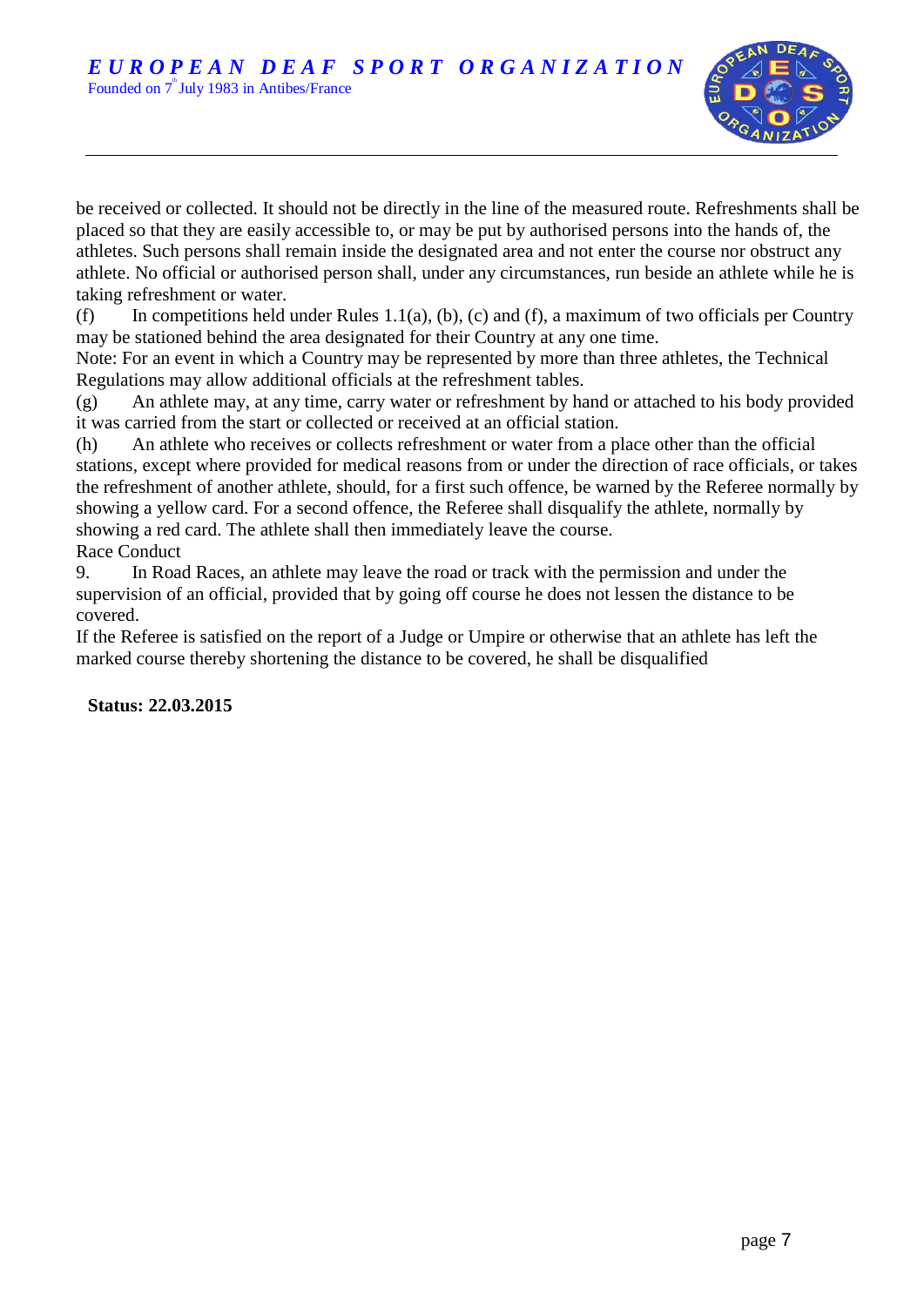be received or collected. It should not be directly in the line of the measured route. Refreshments shall be placed so that they are easily accessible to, or may be put by authorised persons into the hands of, the athletes. Such persons shall remain inside the designated area and not enter the course nor obstruct any athlete. No official or authorised person shall, under any circumstances, run beside an athlete while he is taking refreshment or water.

(f) In competitions held under Rules 1.1(a), (b), (c) and (f), a maximum of two officials per Country may be stationed behind the area designated for their Country at any one time.

Note: For an event in which a Country may be represented by more than three athletes, the Technical Regulations may allow additional officials at the refreshment tables.

(g) An athlete may, at any time, carry water or refreshment by hand or attached to his body provided it was carried from the start or collected or received at an official station.

(h) An athlete who receives or collects refreshment or water from a place other than the official stations, except where provided for medical reasons from or under the direction of race officials, or takes the refreshment of another athlete, should, for a first such offence, be warned by the Referee normally by showing a yellow card. For a second offence, the Referee shall disqualify the athlete, normally by showing a red card. The athlete shall then immediately leave the course.

Race Conduct

9. In Road Races, an athlete may leave the road or track with the permission and under the supervision of an official, provided that by going off course he does not lessen the distance to be covered.

If the Referee is satisfied on the report of a Judge or Umpire or otherwise that an athlete has left the marked course thereby shortening the distance to be covered, he shall be disqualified

**Status: 22.03.2015**